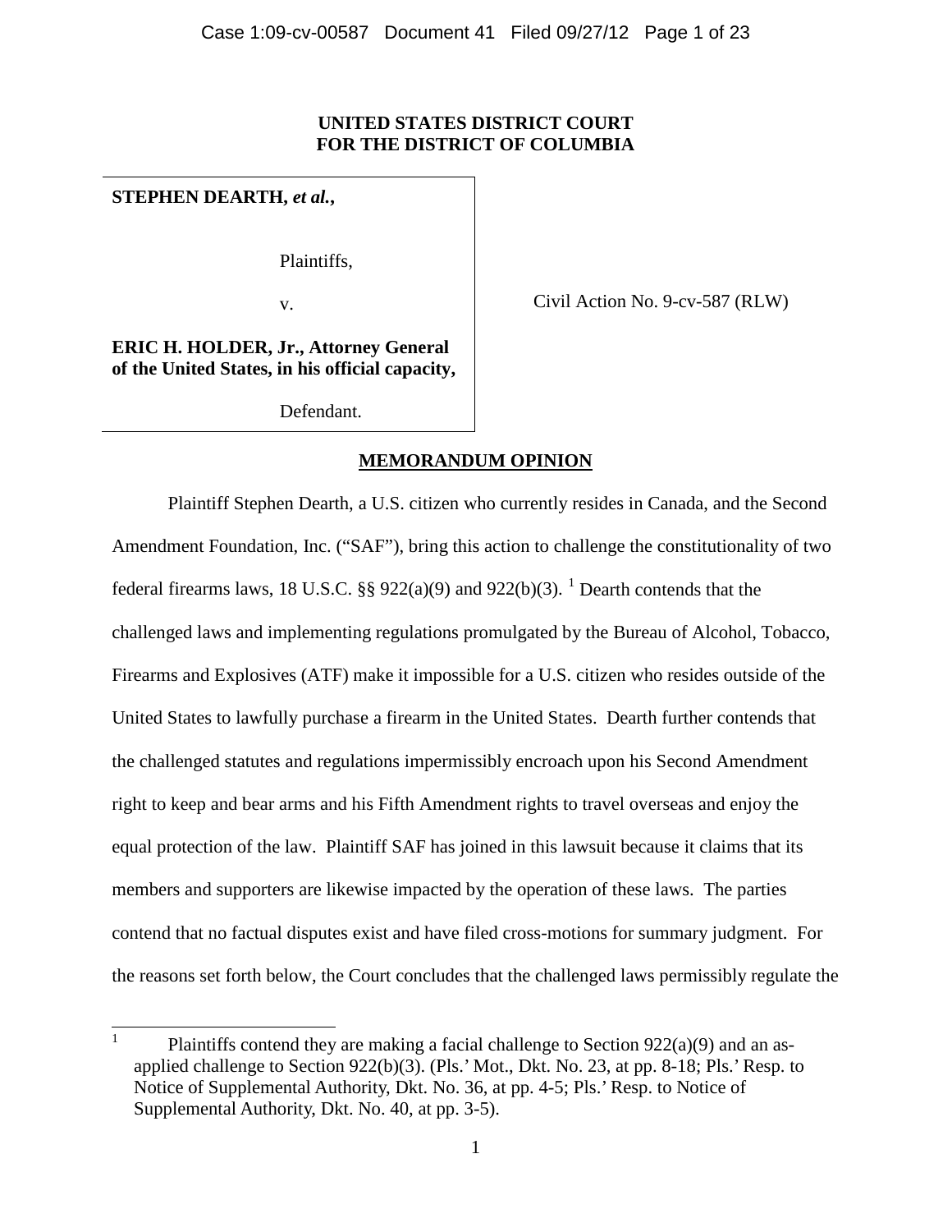**UNITED STATES DISTRICT COURT**
**FOR THE DISTRICT OF COLUMBIA**

| | |
|---|---|
| **STEPHEN DEARTH, *et al.*,**<br><br>Plaintiffs,<br><br>v.<br><br>**ERIC H. HOLDER, Jr., Attorney General of the United States, in his official capacity,**<br><br>Defendant. | Civil Action No. 9-cv-587 (RLW) |

**MEMORANDUM OPINION**

Plaintiff Stephen Dearth, a U.S. citizen who currently resides in Canada, and the Second Amendment Foundation, Inc. ("SAF"), bring this action to challenge the constitutionality of two federal firearms laws, 18 U.S.C. §§ 922(a)(9) and 922(b)(3). [1] Dearth contends that the challenged laws and implementing regulations promulgated by the Bureau of Alcohol, Tobacco, Firearms and Explosives (ATF) make it impossible for a U.S. citizen who resides outside of the United States to lawfully purchase a firearm in the United States. Dearth further contends that the challenged statutes and regulations impermissibly encroach upon his Second Amendment right to keep and bear arms and his Fifth Amendment rights to travel overseas and enjoy the equal protection of the law. Plaintiff SAF has joined in this lawsuit because it claims that its members and supporters are likewise impacted by the operation of these laws. The parties contend that no factual disputes exist and have filed cross-motions for summary judgment. For the reasons set forth below, the Court concludes that the challenged laws permissibly regulate the

---

[1] Plaintiffs contend they are making a facial challenge to Section 922(a)(9) and an as-applied challenge to Section 922(b)(3). (Pls.' Mot., Dkt. No. 23, at pp. 8-18; Pls.' Resp. to Notice of Supplemental Authority, Dkt. No. 36, at pp. 4-5; Pls.' Resp. to Notice of Supplemental Authority, Dkt. No. 40, at pp. 3-5).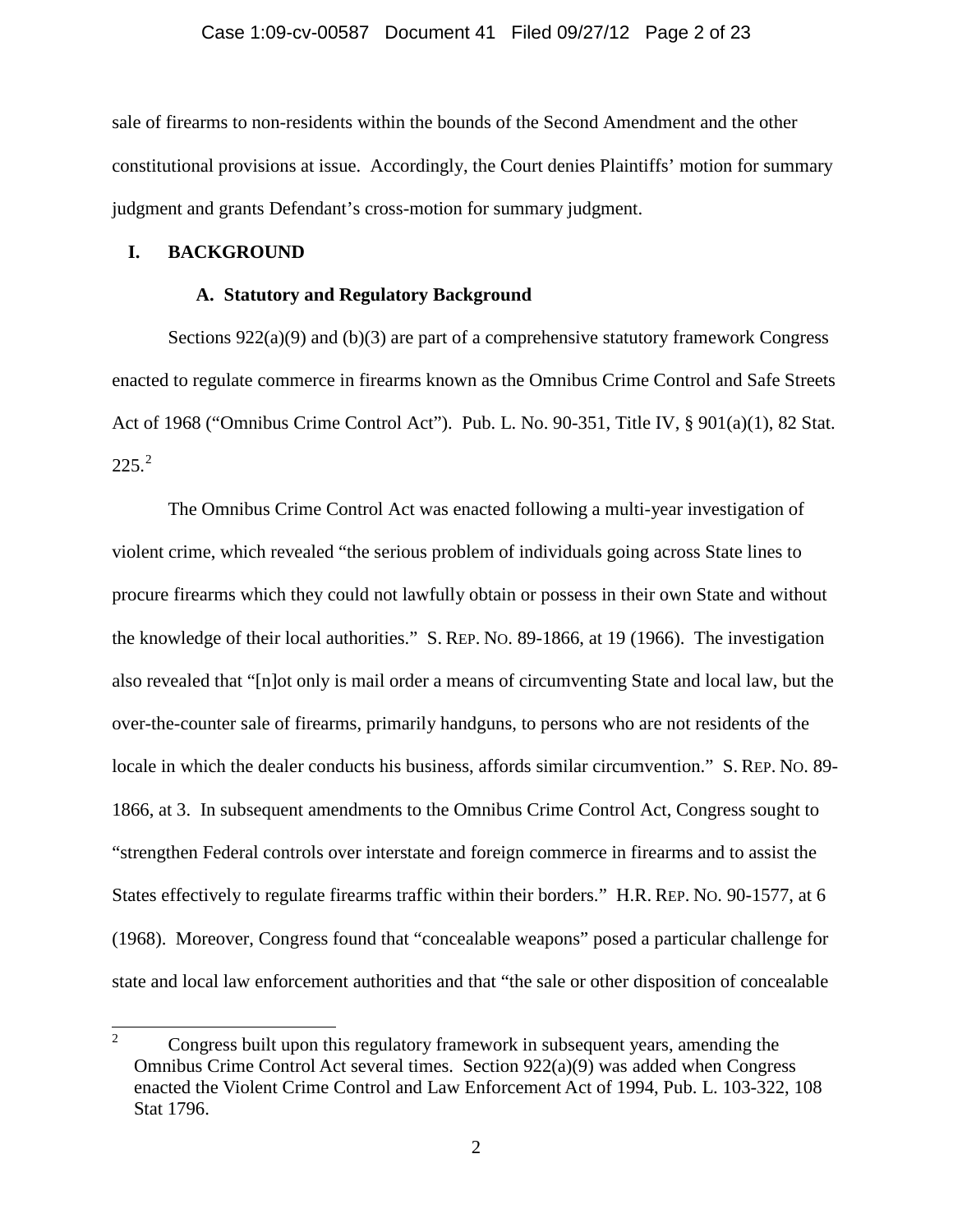sale of firearms to non-residents within the bounds of the Second Amendment and the other constitutional provisions at issue. Accordingly, the Court denies Plaintiffs' motion for summary judgment and grants Defendant's cross-motion for summary judgment.

## I. BACKGROUND

### A. Statutory and Regulatory Background

Sections 922(a)(9) and (b)(3) are part of a comprehensive statutory framework Congress enacted to regulate commerce in firearms known as the Omnibus Crime Control and Safe Streets Act of 1968 ("Omnibus Crime Control Act"). Pub. L. No. 90-351, Title IV, § 901(a)(1), 82 Stat. 225.[2]

The Omnibus Crime Control Act was enacted following a multi-year investigation of violent crime, which revealed "the serious problem of individuals going across State lines to procure firearms which they could not lawfully obtain or possess in their own State and without the knowledge of their local authorities." S. REP. NO. 89-1866, at 19 (1966). The investigation also revealed that "[n]ot only is mail order a means of circumventing State and local law, but the over-the-counter sale of firearms, primarily handguns, to persons who are not residents of the locale in which the dealer conducts his business, affords similar circumvention." S. REP. NO. 89-1866, at 3. In subsequent amendments to the Omnibus Crime Control Act, Congress sought to "strengthen Federal controls over interstate and foreign commerce in firearms and to assist the States effectively to regulate firearms traffic within their borders." H.R. REP. NO. 90-1577, at 6 (1968). Moreover, Congress found that "concealable weapons" posed a particular challenge for state and local law enforcement authorities and that "the sale or other disposition of concealable

---

[2] Congress built upon this regulatory framework in subsequent years, amending the Omnibus Crime Control Act several times. Section 922(a)(9) was added when Congress enacted the Violent Crime Control and Law Enforcement Act of 1994, Pub. L. 103-322, 108 Stat 1796.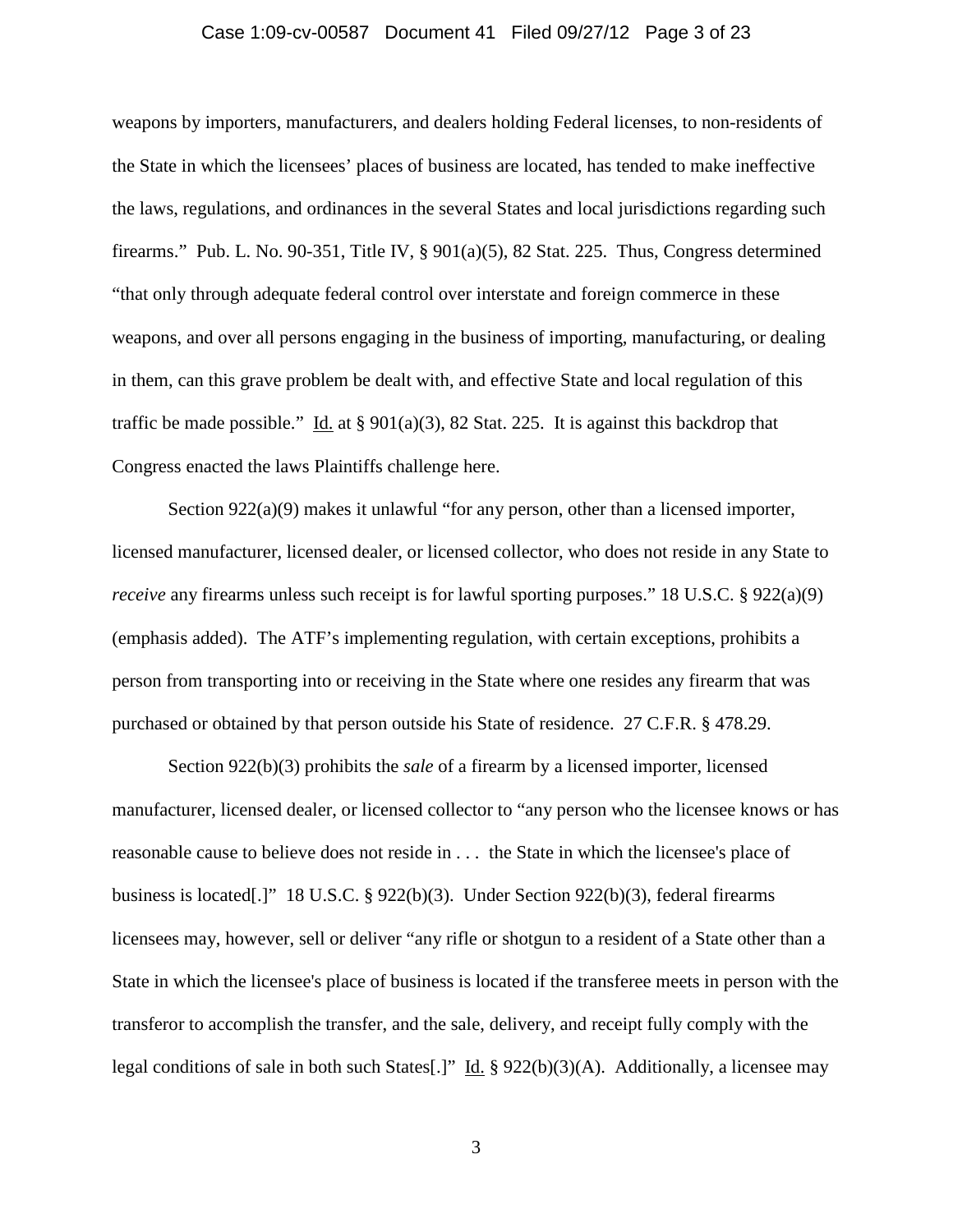weapons by importers, manufacturers, and dealers holding Federal licenses, to non-residents of the State in which the licensees' places of business are located, has tended to make ineffective the laws, regulations, and ordinances in the several States and local jurisdictions regarding such firearms." Pub. L. No. 90-351, Title IV, § 901(a)(5), 82 Stat. 225. Thus, Congress determined "that only through adequate federal control over interstate and foreign commerce in these weapons, and over all persons engaging in the business of importing, manufacturing, or dealing in them, can this grave problem be dealt with, and effective State and local regulation of this traffic be made possible." Id. at § 901(a)(3), 82 Stat. 225. It is against this backdrop that Congress enacted the laws Plaintiffs challenge here.

Section 922(a)(9) makes it unlawful "for any person, other than a licensed importer, licensed manufacturer, licensed dealer, or licensed collector, who does not reside in any State to *receive* any firearms unless such receipt is for lawful sporting purposes." 18 U.S.C. § 922(a)(9) (emphasis added). The ATF's implementing regulation, with certain exceptions, prohibits a person from transporting into or receiving in the State where one resides any firearm that was purchased or obtained by that person outside his State of residence. 27 C.F.R. § 478.29.

Section 922(b)(3) prohibits the *sale* of a firearm by a licensed importer, licensed manufacturer, licensed dealer, or licensed collector to "any person who the licensee knows or has reasonable cause to believe does not reside in . . . the State in which the licensee's place of business is located[.]" 18 U.S.C. § 922(b)(3). Under Section 922(b)(3), federal firearms licensees may, however, sell or deliver "any rifle or shotgun to a resident of a State other than a State in which the licensee's place of business is located if the transferee meets in person with the transferor to accomplish the transfer, and the sale, delivery, and receipt fully comply with the legal conditions of sale in both such States[.]" Id. § 922(b)(3)(A). Additionally, a licensee may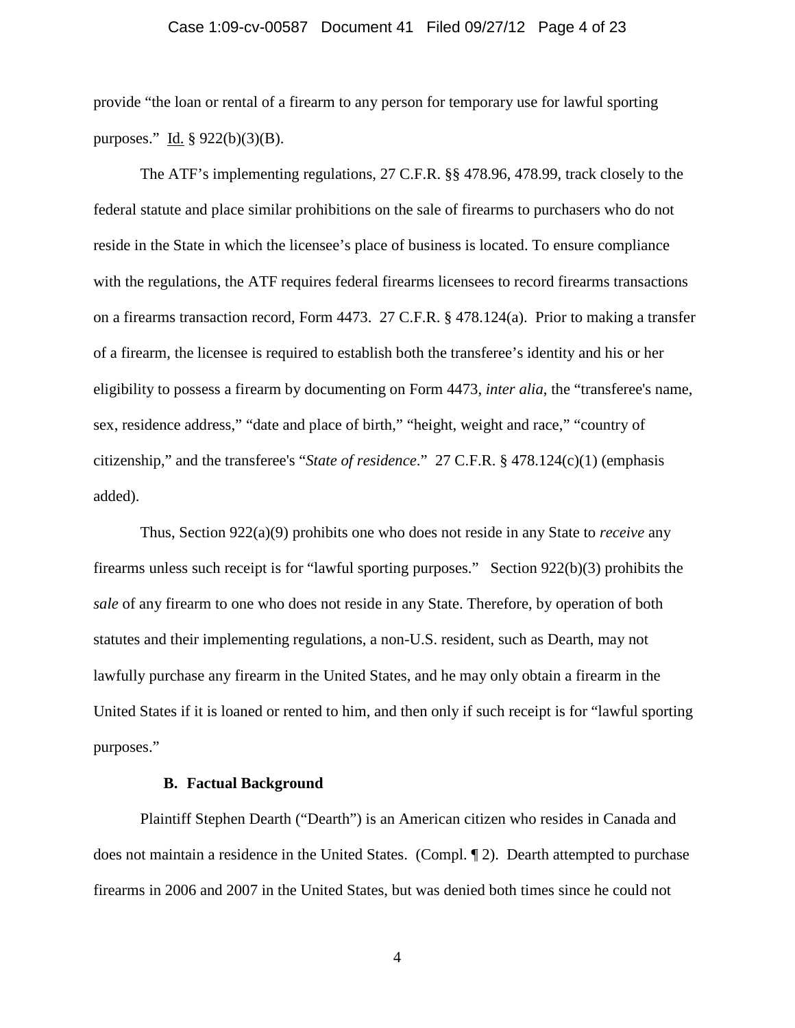provide "the loan or rental of a firearm to any person for temporary use for lawful sporting purposes." Id. § 922(b)(3)(B).

The ATF's implementing regulations, 27 C.F.R. §§ 478.96, 478.99, track closely to the federal statute and place similar prohibitions on the sale of firearms to purchasers who do not reside in the State in which the licensee's place of business is located. To ensure compliance with the regulations, the ATF requires federal firearms licensees to record firearms transactions on a firearms transaction record, Form 4473. 27 C.F.R. § 478.124(a). Prior to making a transfer of a firearm, the licensee is required to establish both the transferee's identity and his or her eligibility to possess a firearm by documenting on Form 4473, *inter alia*, the "transferee's name, sex, residence address," "date and place of birth," "height, weight and race," "country of citizenship," and the transferee's "*State of residence*." 27 C.F.R. § 478.124(c)(1) (emphasis added).

Thus, Section 922(a)(9) prohibits one who does not reside in any State to *receive* any firearms unless such receipt is for "lawful sporting purposes." Section 922(b)(3) prohibits the *sale* of any firearm to one who does not reside in any State. Therefore, by operation of both statutes and their implementing regulations, a non-U.S. resident, such as Dearth, may not lawfully purchase any firearm in the United States, and he may only obtain a firearm in the United States if it is loaned or rented to him, and then only if such receipt is for "lawful sporting purposes."

### B. Factual Background

Plaintiff Stephen Dearth ("Dearth") is an American citizen who resides in Canada and does not maintain a residence in the United States. (Compl. ¶ 2). Dearth attempted to purchase firearms in 2006 and 2007 in the United States, but was denied both times since he could not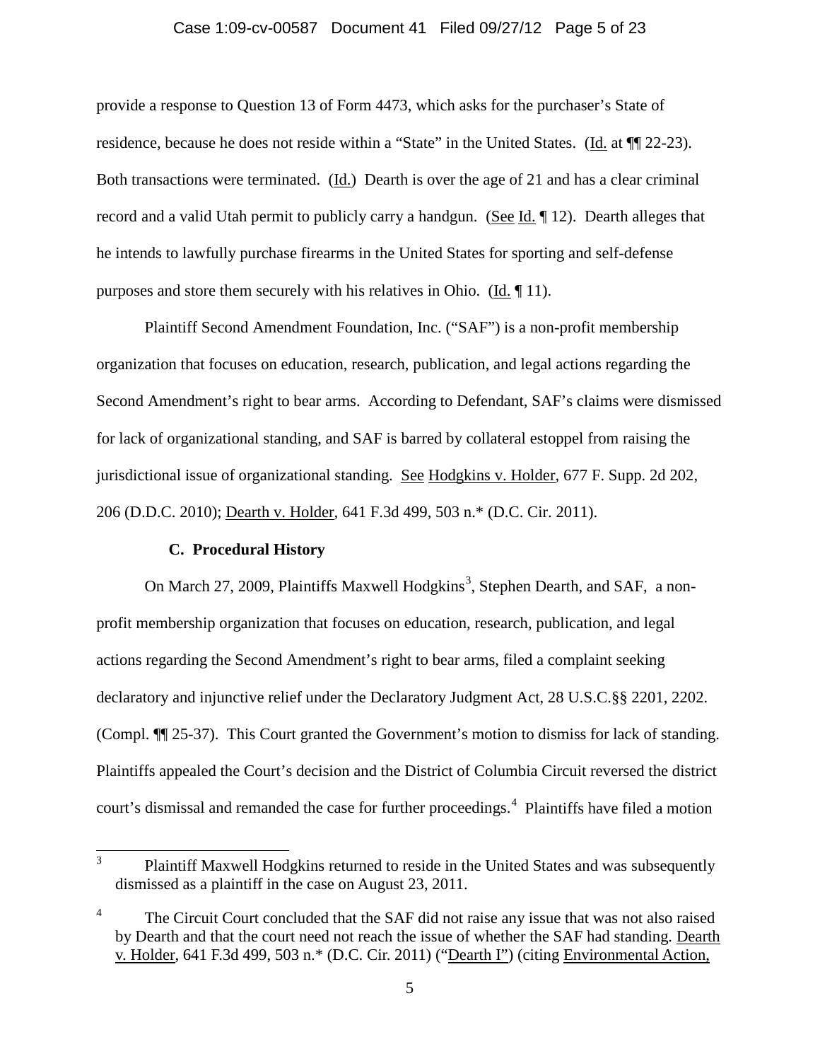provide a response to Question 13 of Form 4473, which asks for the purchaser's State of residence, because he does not reside within a "State" in the United States. (Id. at ¶¶ 22-23). Both transactions were terminated. (Id.) Dearth is over the age of 21 and has a clear criminal record and a valid Utah permit to publicly carry a handgun. (See Id. ¶ 12). Dearth alleges that he intends to lawfully purchase firearms in the United States for sporting and self-defense purposes and store them securely with his relatives in Ohio. (Id. ¶ 11).

Plaintiff Second Amendment Foundation, Inc. ("SAF") is a non-profit membership organization that focuses on education, research, publication, and legal actions regarding the Second Amendment's right to bear arms. According to Defendant, SAF's claims were dismissed for lack of organizational standing, and SAF is barred by collateral estoppel from raising the jurisdictional issue of organizational standing. See Hodgkins v. Holder, 677 F. Supp. 2d 202, 206 (D.D.C. 2010); Dearth v. Holder, 641 F.3d 499, 503 n.* (D.C. Cir. 2011).

### C. Procedural History

On March 27, 2009, Plaintiffs Maxwell Hodgkins[3], Stephen Dearth, and SAF, a non-profit membership organization that focuses on education, research, publication, and legal actions regarding the Second Amendment's right to bear arms, filed a complaint seeking declaratory and injunctive relief under the Declaratory Judgment Act, 28 U.S.C.§§ 2201, 2202. (Compl. ¶¶ 25-37). This Court granted the Government's motion to dismiss for lack of standing. Plaintiffs appealed the Court's decision and the District of Columbia Circuit reversed the district court's dismissal and remanded the case for further proceedings.[4] Plaintiffs have filed a motion

---

[3] Plaintiff Maxwell Hodgkins returned to reside in the United States and was subsequently dismissed as a plaintiff in the case on August 23, 2011.

[4] The Circuit Court concluded that the SAF did not raise any issue that was not also raised by Dearth and that the court need not reach the issue of whether the SAF had standing. Dearth v. Holder, 641 F.3d 499, 503 n.* (D.C. Cir. 2011) ("Dearth I") (citing Environmental Action,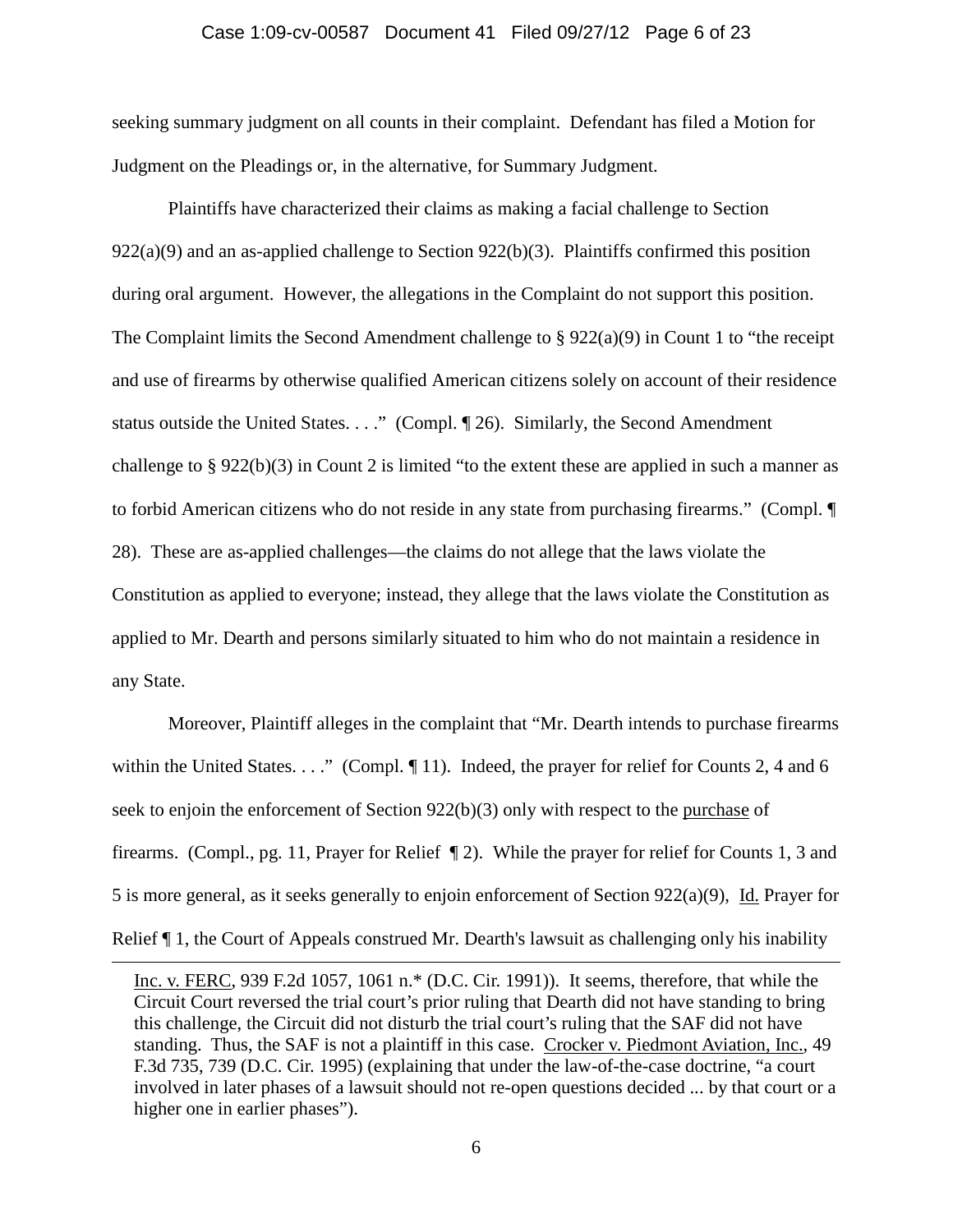seeking summary judgment on all counts in their complaint. Defendant has filed a Motion for Judgment on the Pleadings or, in the alternative, for Summary Judgment.

Plaintiffs have characterized their claims as making a facial challenge to Section 922(a)(9) and an as-applied challenge to Section 922(b)(3). Plaintiffs confirmed this position during oral argument. However, the allegations in the Complaint do not support this position. The Complaint limits the Second Amendment challenge to § 922(a)(9) in Count 1 to "the receipt and use of firearms by otherwise qualified American citizens solely on account of their residence status outside the United States. . . ." (Compl. ¶ 26). Similarly, the Second Amendment challenge to § 922(b)(3) in Count 2 is limited "to the extent these are applied in such a manner as to forbid American citizens who do not reside in any state from purchasing firearms." (Compl. ¶ 28). These are as-applied challenges—the claims do not allege that the laws violate the Constitution as applied to everyone; instead, they allege that the laws violate the Constitution as applied to Mr. Dearth and persons similarly situated to him who do not maintain a residence in any State.

Moreover, Plaintiff alleges in the complaint that "Mr. Dearth intends to purchase firearms within the United States. . . ." (Compl. ¶ 11). Indeed, the prayer for relief for Counts 2, 4 and 6 seek to enjoin the enforcement of Section 922(b)(3) only with respect to the purchase of firearms. (Compl., pg. 11, Prayer for Relief ¶ 2). While the prayer for relief for Counts 1, 3 and 5 is more general, as it seeks generally to enjoin enforcement of Section 922(a)(9), Id. Prayer for Relief ¶ 1, the Court of Appeals construed Mr. Dearth's lawsuit as challenging only his inability

---

Inc. v. FERC, 939 F.2d 1057, 1061 n.* (D.C. Cir. 1991)). It seems, therefore, that while the Circuit Court reversed the trial court's prior ruling that Dearth did not have standing to bring this challenge, the Circuit did not disturb the trial court's ruling that the SAF did not have standing. Thus, the SAF is not a plaintiff in this case. Crocker v. Piedmont Aviation, Inc., 49 F.3d 735, 739 (D.C. Cir. 1995) (explaining that under the law-of-the-case doctrine, "a court involved in later phases of a lawsuit should not re-open questions decided ... by that court or a higher one in earlier phases").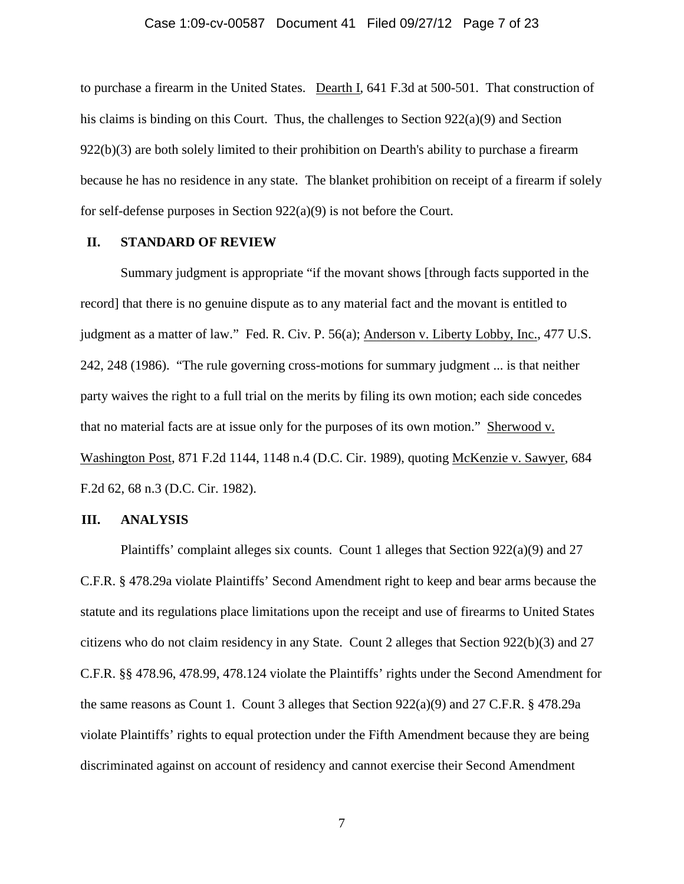to purchase a firearm in the United States. Dearth I, 641 F.3d at 500-501. That construction of his claims is binding on this Court. Thus, the challenges to Section 922(a)(9) and Section 922(b)(3) are both solely limited to their prohibition on Dearth's ability to purchase a firearm because he has no residence in any state. The blanket prohibition on receipt of a firearm if solely for self-defense purposes in Section 922(a)(9) is not before the Court.

## II. STANDARD OF REVIEW

Summary judgment is appropriate "if the movant shows [through facts supported in the record] that there is no genuine dispute as to any material fact and the movant is entitled to judgment as a matter of law." Fed. R. Civ. P. 56(a); Anderson v. Liberty Lobby, Inc., 477 U.S. 242, 248 (1986). "The rule governing cross-motions for summary judgment ... is that neither party waives the right to a full trial on the merits by filing its own motion; each side concedes that no material facts are at issue only for the purposes of its own motion." Sherwood v. Washington Post, 871 F.2d 1144, 1148 n.4 (D.C. Cir. 1989), quoting McKenzie v. Sawyer, 684 F.2d 62, 68 n.3 (D.C. Cir. 1982).

## III. ANALYSIS

Plaintiffs' complaint alleges six counts. Count 1 alleges that Section 922(a)(9) and 27 C.F.R. § 478.29a violate Plaintiffs' Second Amendment right to keep and bear arms because the statute and its regulations place limitations upon the receipt and use of firearms to United States citizens who do not claim residency in any State. Count 2 alleges that Section 922(b)(3) and 27 C.F.R. §§ 478.96, 478.99, 478.124 violate the Plaintiffs' rights under the Second Amendment for the same reasons as Count 1. Count 3 alleges that Section 922(a)(9) and 27 C.F.R. § 478.29a violate Plaintiffs' rights to equal protection under the Fifth Amendment because they are being discriminated against on account of residency and cannot exercise their Second Amendment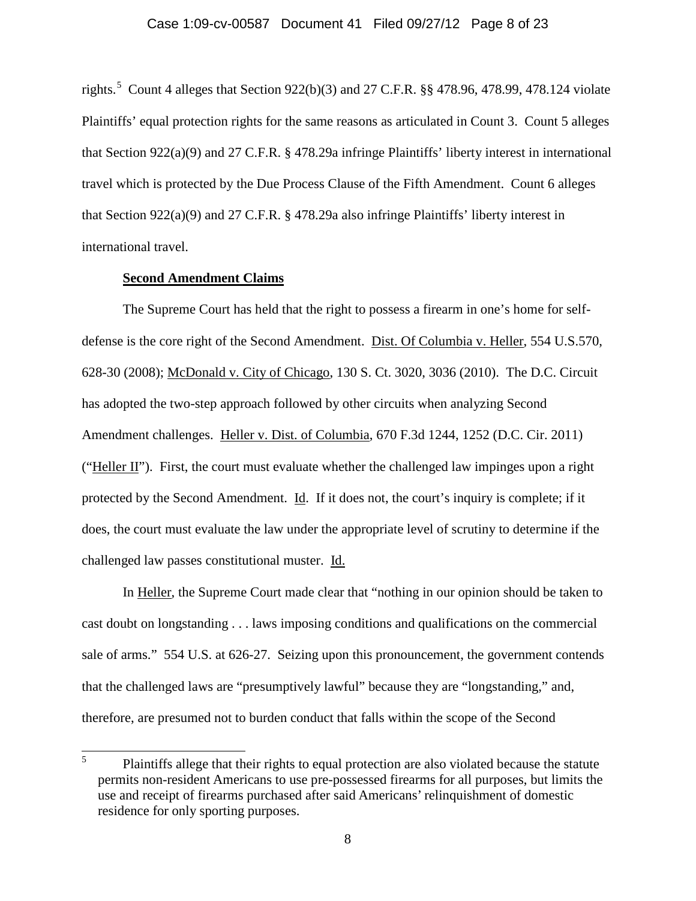rights.[5] Count 4 alleges that Section 922(b)(3) and 27 C.F.R. §§ 478.96, 478.99, 478.124 violate Plaintiffs' equal protection rights for the same reasons as articulated in Count 3. Count 5 alleges that Section 922(a)(9) and 27 C.F.R. § 478.29a infringe Plaintiffs' liberty interest in international travel which is protected by the Due Process Clause of the Fifth Amendment. Count 6 alleges that Section 922(a)(9) and 27 C.F.R. § 478.29a also infringe Plaintiffs' liberty interest in international travel.

**Second Amendment Claims**

The Supreme Court has held that the right to possess a firearm in one's home for self-defense is the core right of the Second Amendment. Dist. Of Columbia v. Heller, 554 U.S.570, 628-30 (2008); McDonald v. City of Chicago, 130 S. Ct. 3020, 3036 (2010). The D.C. Circuit has adopted the two-step approach followed by other circuits when analyzing Second Amendment challenges. Heller v. Dist. of Columbia, 670 F.3d 1244, 1252 (D.C. Cir. 2011) ("Heller II"). First, the court must evaluate whether the challenged law impinges upon a right protected by the Second Amendment. Id. If it does not, the court's inquiry is complete; if it does, the court must evaluate the law under the appropriate level of scrutiny to determine if the challenged law passes constitutional muster. Id.

In Heller, the Supreme Court made clear that "nothing in our opinion should be taken to cast doubt on longstanding . . . laws imposing conditions and qualifications on the commercial sale of arms." 554 U.S. at 626-27. Seizing upon this pronouncement, the government contends that the challenged laws are "presumptively lawful" because they are "longstanding," and, therefore, are presumed not to burden conduct that falls within the scope of the Second

---

[5] Plaintiffs allege that their rights to equal protection are also violated because the statute permits non-resident Americans to use pre-possessed firearms for all purposes, but limits the use and receipt of firearms purchased after said Americans' relinquishment of domestic residence for only sporting purposes.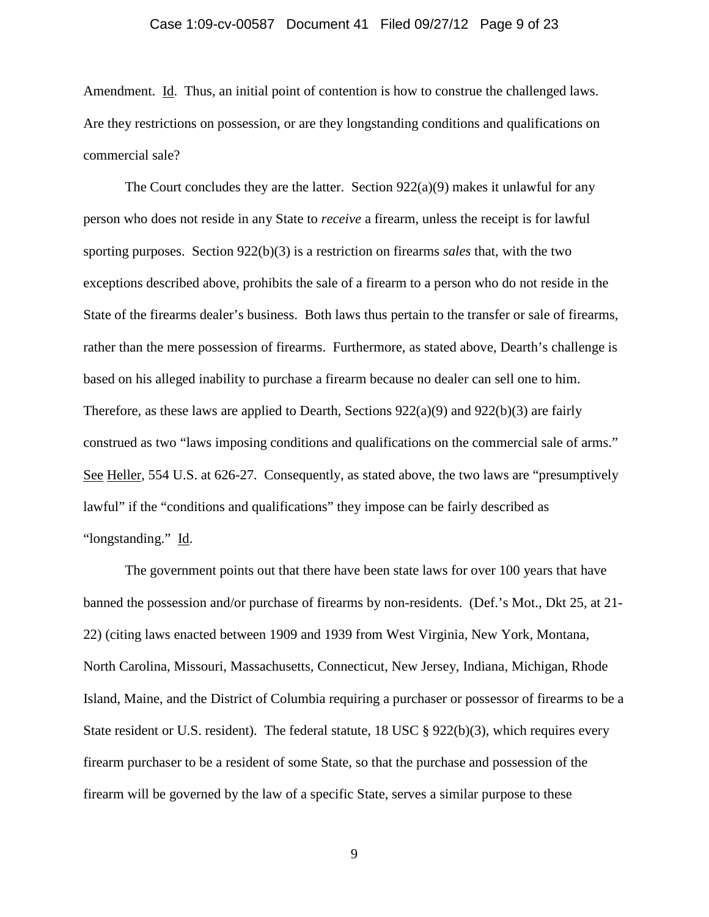Amendment. Id. Thus, an initial point of contention is how to construe the challenged laws. Are they restrictions on possession, or are they longstanding conditions and qualifications on commercial sale?

The Court concludes they are the latter. Section 922(a)(9) makes it unlawful for any person who does not reside in any State to *receive* a firearm, unless the receipt is for lawful sporting purposes. Section 922(b)(3) is a restriction on firearms *sales* that, with the two exceptions described above, prohibits the sale of a firearm to a person who do not reside in the State of the firearms dealer's business. Both laws thus pertain to the transfer or sale of firearms, rather than the mere possession of firearms. Furthermore, as stated above, Dearth's challenge is based on his alleged inability to purchase a firearm because no dealer can sell one to him. Therefore, as these laws are applied to Dearth, Sections 922(a)(9) and 922(b)(3) are fairly construed as two "laws imposing conditions and qualifications on the commercial sale of arms." See Heller, 554 U.S. at 626-27. Consequently, as stated above, the two laws are "presumptively lawful" if the "conditions and qualifications" they impose can be fairly described as "longstanding." Id.

The government points out that there have been state laws for over 100 years that have banned the possession and/or purchase of firearms by non-residents. (Def.'s Mot., Dkt 25, at 21-22) (citing laws enacted between 1909 and 1939 from West Virginia, New York, Montana, North Carolina, Missouri, Massachusetts, Connecticut, New Jersey, Indiana, Michigan, Rhode Island, Maine, and the District of Columbia requiring a purchaser or possessor of firearms to be a State resident or U.S. resident). The federal statute, 18 USC § 922(b)(3), which requires every firearm purchaser to be a resident of some State, so that the purchase and possession of the firearm will be governed by the law of a specific State, serves a similar purpose to these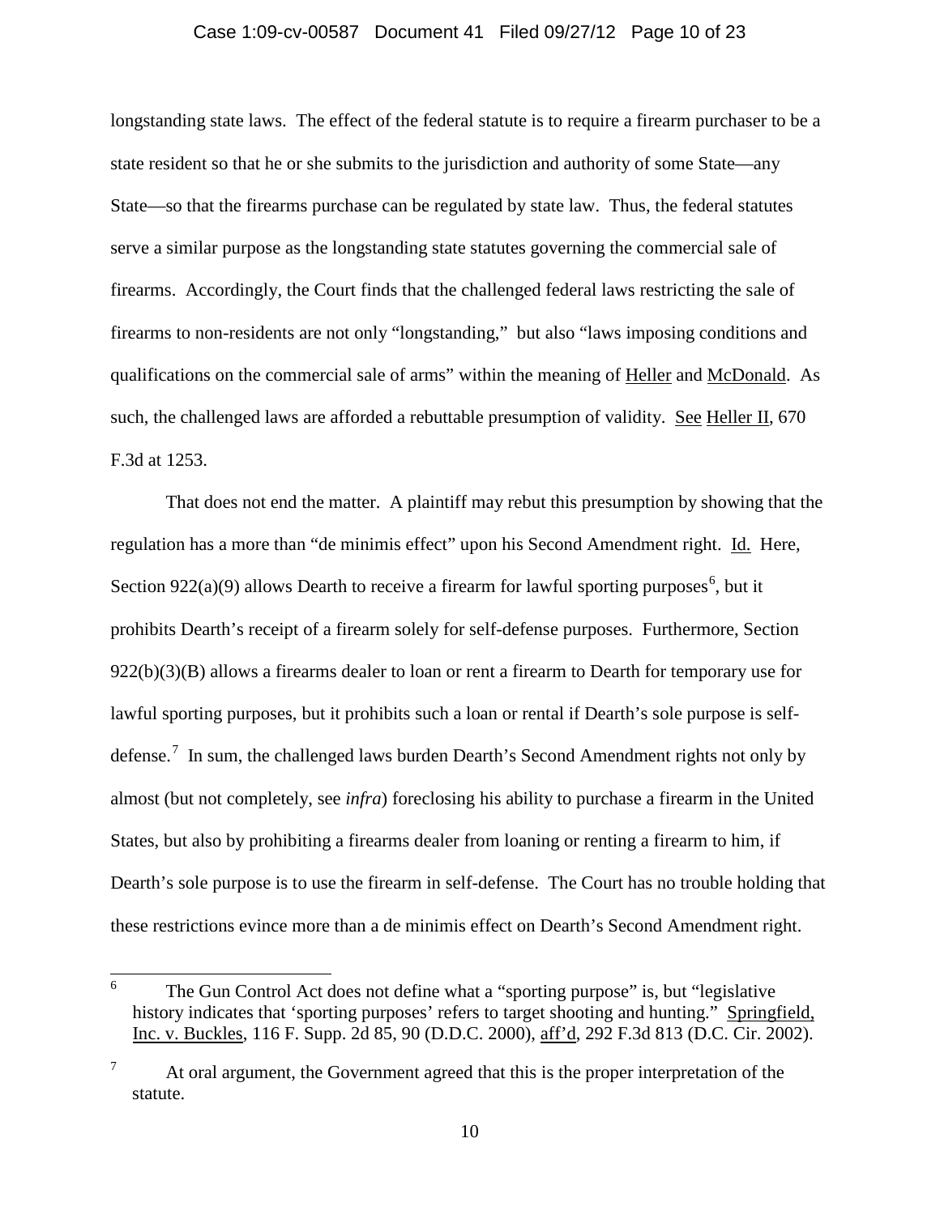longstanding state laws. The effect of the federal statute is to require a firearm purchaser to be a state resident so that he or she submits to the jurisdiction and authority of some State—any State—so that the firearms purchase can be regulated by state law. Thus, the federal statutes serve a similar purpose as the longstanding state statutes governing the commercial sale of firearms. Accordingly, the Court finds that the challenged federal laws restricting the sale of firearms to non-residents are not only "longstanding," but also "laws imposing conditions and qualifications on the commercial sale of arms" within the meaning of Heller and McDonald. As such, the challenged laws are afforded a rebuttable presumption of validity. See Heller II, 670 F.3d at 1253.

That does not end the matter. A plaintiff may rebut this presumption by showing that the regulation has a more than "de minimis effect" upon his Second Amendment right. Id. Here, Section 922(a)(9) allows Dearth to receive a firearm for lawful sporting purposes[6], but it prohibits Dearth's receipt of a firearm solely for self-defense purposes. Furthermore, Section 922(b)(3)(B) allows a firearms dealer to loan or rent a firearm to Dearth for temporary use for lawful sporting purposes, but it prohibits such a loan or rental if Dearth's sole purpose is self-defense.[7] In sum, the challenged laws burden Dearth's Second Amendment rights not only by almost (but not completely, see *infra*) foreclosing his ability to purchase a firearm in the United States, but also by prohibiting a firearms dealer from loaning or renting a firearm to him, if Dearth's sole purpose is to use the firearm in self-defense. The Court has no trouble holding that these restrictions evince more than a de minimis effect on Dearth's Second Amendment right.

---

[6] The Gun Control Act does not define what a "sporting purpose" is, but "legislative history indicates that 'sporting purposes' refers to target shooting and hunting." Springfield, Inc. v. Buckles, 116 F. Supp. 2d 85, 90 (D.D.C. 2000), aff'd, 292 F.3d 813 (D.C. Cir. 2002).

[7] At oral argument, the Government agreed that this is the proper interpretation of the statute.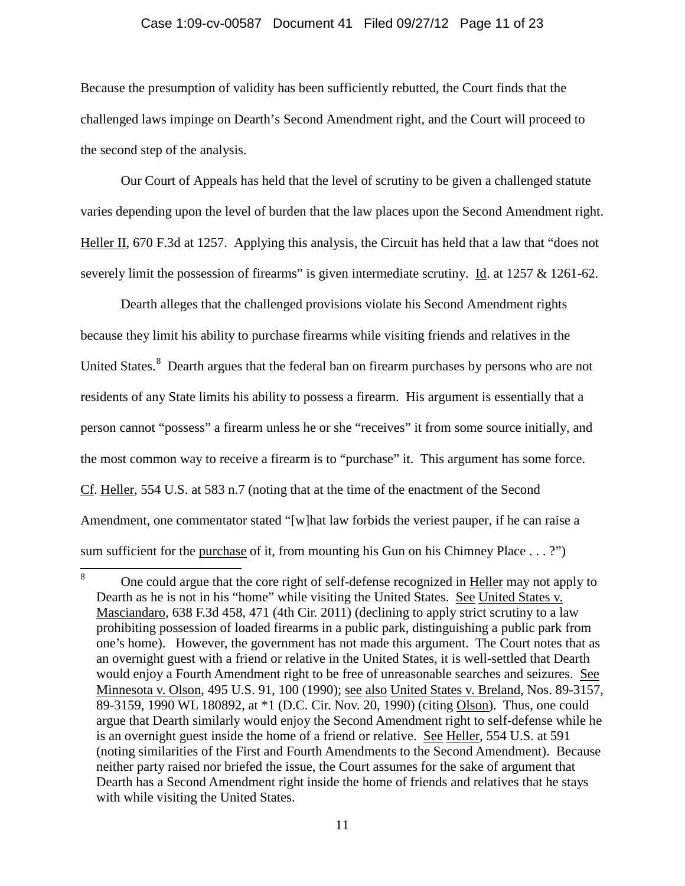Because the presumption of validity has been sufficiently rebutted, the Court finds that the challenged laws impinge on Dearth's Second Amendment right, and the Court will proceed to the second step of the analysis.

Our Court of Appeals has held that the level of scrutiny to be given a challenged statute varies depending upon the level of burden that the law places upon the Second Amendment right. Heller II, 670 F.3d at 1257. Applying this analysis, the Circuit has held that a law that "does not severely limit the possession of firearms" is given intermediate scrutiny. Id. at 1257 & 1261-62.

Dearth alleges that the challenged provisions violate his Second Amendment rights because they limit his ability to purchase firearms while visiting friends and relatives in the United States.[8] Dearth argues that the federal ban on firearm purchases by persons who are not residents of any State limits his ability to possess a firearm. His argument is essentially that a person cannot "possess" a firearm unless he or she "receives" it from some source initially, and the most common way to receive a firearm is to "purchase" it. This argument has some force. Cf. Heller, 554 U.S. at 583 n.7 (noting that at the time of the enactment of the Second Amendment, one commentator stated "[w]hat law forbids the veriest pauper, if he can raise a sum sufficient for the purchase of it, from mounting his Gun on his Chimney Place . . . ?")

[8] One could argue that the core right of self-defense recognized in Heller may not apply to Dearth as he is not in his "home" while visiting the United States. See United States v. Masciandaro, 638 F.3d 458, 471 (4th Cir. 2011) (declining to apply strict scrutiny to a law prohibiting possession of loaded firearms in a public park, distinguishing a public park from one's home). However, the government has not made this argument. The Court notes that as an overnight guest with a friend or relative in the United States, it is well-settled that Dearth would enjoy a Fourth Amendment right to be free of unreasonable searches and seizures. See Minnesota v. Olson, 495 U.S. 91, 100 (1990); see also United States v. Breland, Nos. 89-3157, 89-3159, 1990 WL 180892, at *1 (D.C. Cir. Nov. 20, 1990) (citing Olson). Thus, one could argue that Dearth similarly would enjoy the Second Amendment right to self-defense while he is an overnight guest inside the home of a friend or relative. See Heller, 554 U.S. at 591 (noting similarities of the First and Fourth Amendments to the Second Amendment). Because neither party raised nor briefed the issue, the Court assumes for the sake of argument that Dearth has a Second Amendment right inside the home of friends and relatives that he stays with while visiting the United States.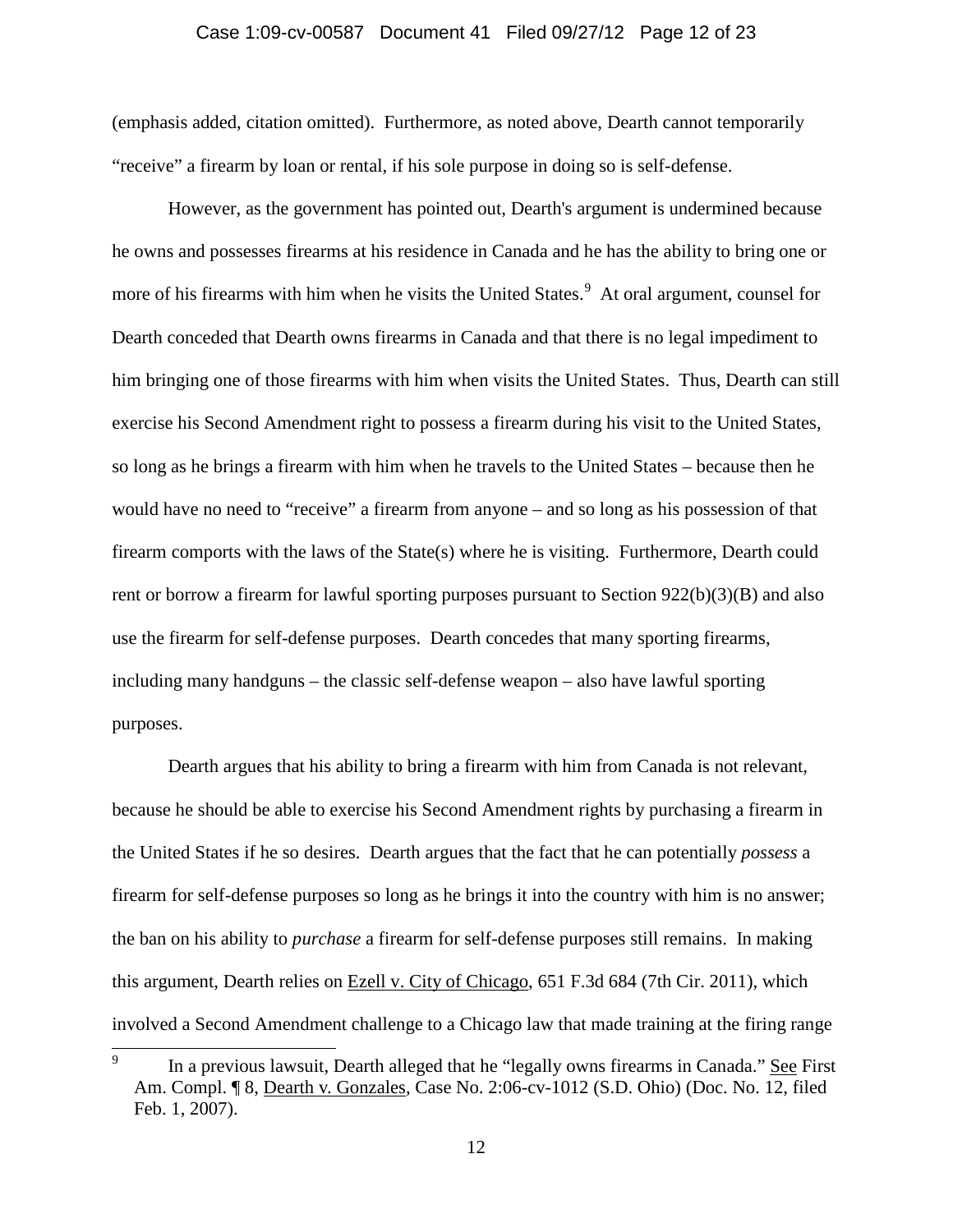(emphasis added, citation omitted). Furthermore, as noted above, Dearth cannot temporarily "receive" a firearm by loan or rental, if his sole purpose in doing so is self-defense.

However, as the government has pointed out, Dearth's argument is undermined because he owns and possesses firearms at his residence in Canada and he has the ability to bring one or more of his firearms with him when he visits the United States.[9] At oral argument, counsel for Dearth conceded that Dearth owns firearms in Canada and that there is no legal impediment to him bringing one of those firearms with him when visits the United States. Thus, Dearth can still exercise his Second Amendment right to possess a firearm during his visit to the United States, so long as he brings a firearm with him when he travels to the United States – because then he would have no need to "receive" a firearm from anyone – and so long as his possession of that firearm comports with the laws of the State(s) where he is visiting. Furthermore, Dearth could rent or borrow a firearm for lawful sporting purposes pursuant to Section 922(b)(3)(B) and also use the firearm for self-defense purposes. Dearth concedes that many sporting firearms, including many handguns – the classic self-defense weapon – also have lawful sporting purposes.

Dearth argues that his ability to bring a firearm with him from Canada is not relevant, because he should be able to exercise his Second Amendment rights by purchasing a firearm in the United States if he so desires. Dearth argues that the fact that he can potentially *possess* a firearm for self-defense purposes so long as he brings it into the country with him is no answer; the ban on his ability to *purchase* a firearm for self-defense purposes still remains. In making this argument, Dearth relies on Ezell v. City of Chicago, 651 F.3d 684 (7th Cir. 2011), which involved a Second Amendment challenge to a Chicago law that made training at the firing range

---

[9] In a previous lawsuit, Dearth alleged that he "legally owns firearms in Canada." See First Am. Compl. ¶ 8, Dearth v. Gonzales, Case No. 2:06-cv-1012 (S.D. Ohio) (Doc. No. 12, filed Feb. 1, 2007).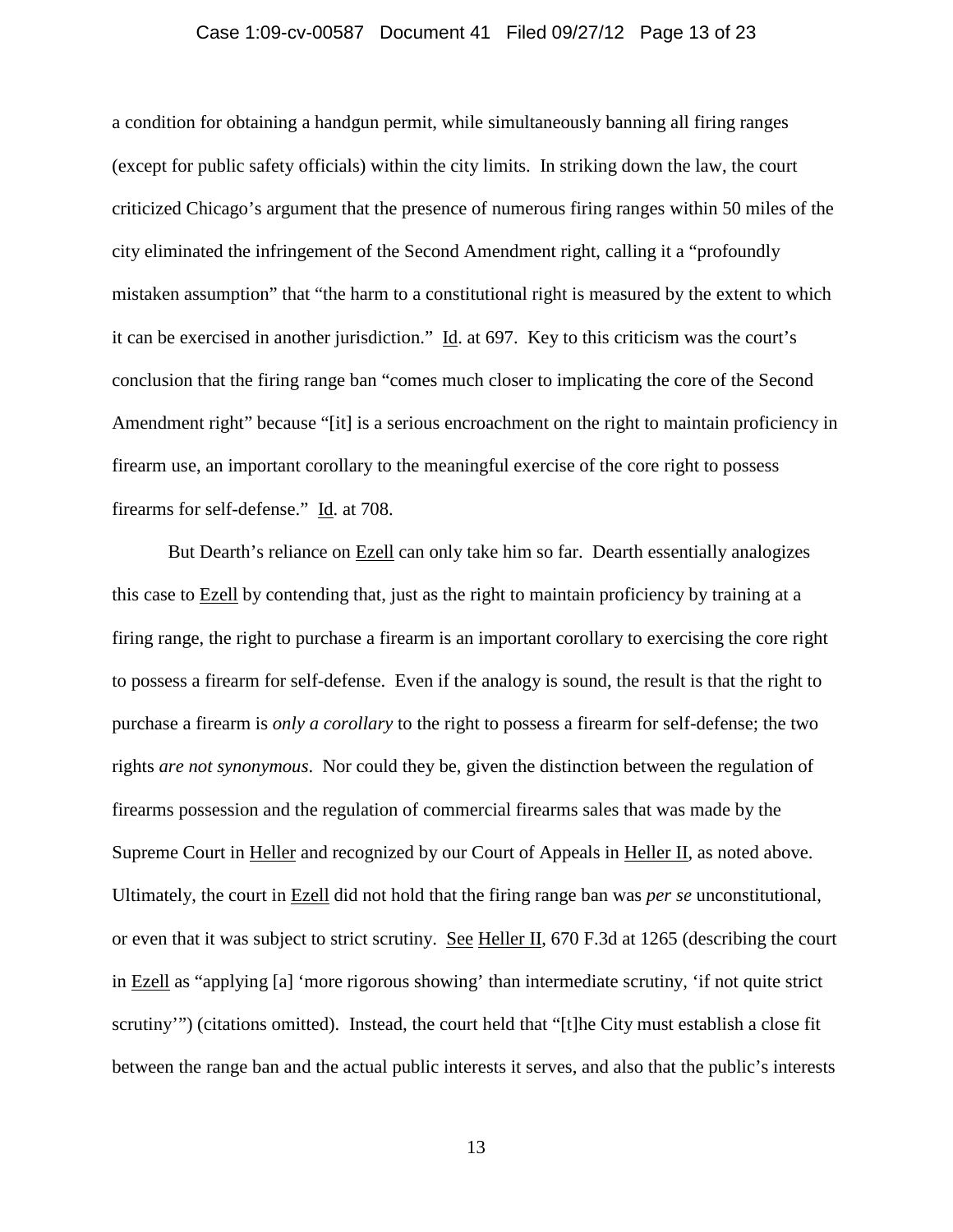a condition for obtaining a handgun permit, while simultaneously banning all firing ranges (except for public safety officials) within the city limits. In striking down the law, the court criticized Chicago's argument that the presence of numerous firing ranges within 50 miles of the city eliminated the infringement of the Second Amendment right, calling it a "profoundly mistaken assumption" that "the harm to a constitutional right is measured by the extent to which it can be exercised in another jurisdiction." Id. at 697. Key to this criticism was the court's conclusion that the firing range ban "comes much closer to implicating the core of the Second Amendment right" because "[it] is a serious encroachment on the right to maintain proficiency in firearm use, an important corollary to the meaningful exercise of the core right to possess firearms for self-defense." Id. at 708.

But Dearth's reliance on Ezell can only take him so far. Dearth essentially analogizes this case to Ezell by contending that, just as the right to maintain proficiency by training at a firing range, the right to purchase a firearm is an important corollary to exercising the core right to possess a firearm for self-defense. Even if the analogy is sound, the result is that the right to purchase a firearm is *only a corollary* to the right to possess a firearm for self-defense; the two rights *are not synonymous*. Nor could they be, given the distinction between the regulation of firearms possession and the regulation of commercial firearms sales that was made by the Supreme Court in Heller and recognized by our Court of Appeals in Heller II, as noted above. Ultimately, the court in Ezell did not hold that the firing range ban was *per se* unconstitutional, or even that it was subject to strict scrutiny. See Heller II, 670 F.3d at 1265 (describing the court in Ezell as "applying [a] 'more rigorous showing' than intermediate scrutiny, 'if not quite strict scrutiny'") (citations omitted). Instead, the court held that "[t]he City must establish a close fit between the range ban and the actual public interests it serves, and also that the public's interests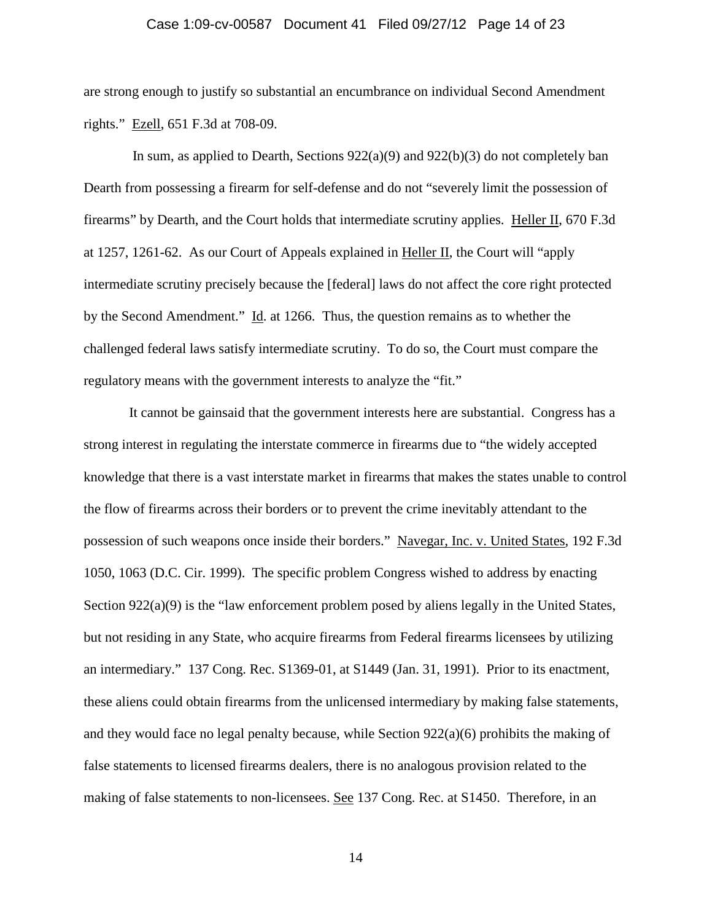are strong enough to justify so substantial an encumbrance on individual Second Amendment rights." Ezell, 651 F.3d at 708-09.

In sum, as applied to Dearth, Sections 922(a)(9) and 922(b)(3) do not completely ban Dearth from possessing a firearm for self-defense and do not "severely limit the possession of firearms" by Dearth, and the Court holds that intermediate scrutiny applies. Heller II, 670 F.3d at 1257, 1261-62. As our Court of Appeals explained in Heller II, the Court will "apply intermediate scrutiny precisely because the [federal] laws do not affect the core right protected by the Second Amendment." Id. at 1266. Thus, the question remains as to whether the challenged federal laws satisfy intermediate scrutiny. To do so, the Court must compare the regulatory means with the government interests to analyze the "fit."

It cannot be gainsaid that the government interests here are substantial. Congress has a strong interest in regulating the interstate commerce in firearms due to "the widely accepted knowledge that there is a vast interstate market in firearms that makes the states unable to control the flow of firearms across their borders or to prevent the crime inevitably attendant to the possession of such weapons once inside their borders." Navegar, Inc. v. United States, 192 F.3d 1050, 1063 (D.C. Cir. 1999). The specific problem Congress wished to address by enacting Section 922(a)(9) is the "law enforcement problem posed by aliens legally in the United States, but not residing in any State, who acquire firearms from Federal firearms licensees by utilizing an intermediary." 137 Cong. Rec. S1369-01, at S1449 (Jan. 31, 1991). Prior to its enactment, these aliens could obtain firearms from the unlicensed intermediary by making false statements, and they would face no legal penalty because, while Section 922(a)(6) prohibits the making of false statements to licensed firearms dealers, there is no analogous provision related to the making of false statements to non-licensees. See 137 Cong. Rec. at S1450. Therefore, in an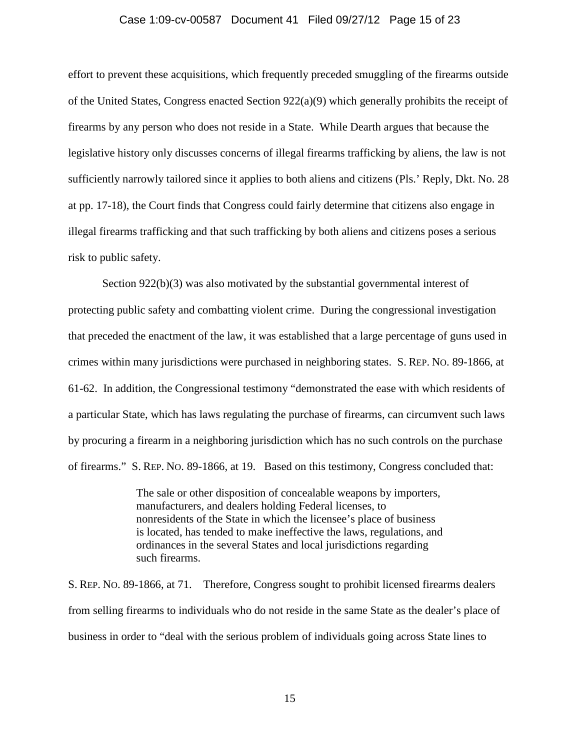effort to prevent these acquisitions, which frequently preceded smuggling of the firearms outside of the United States, Congress enacted Section 922(a)(9) which generally prohibits the receipt of firearms by any person who does not reside in a State. While Dearth argues that because the legislative history only discusses concerns of illegal firearms trafficking by aliens, the law is not sufficiently narrowly tailored since it applies to both aliens and citizens (Pls.' Reply, Dkt. No. 28 at pp. 17-18), the Court finds that Congress could fairly determine that citizens also engage in illegal firearms trafficking and that such trafficking by both aliens and citizens poses a serious risk to public safety.

Section 922(b)(3) was also motivated by the substantial governmental interest of protecting public safety and combatting violent crime. During the congressional investigation that preceded the enactment of the law, it was established that a large percentage of guns used in crimes within many jurisdictions were purchased in neighboring states. S. REP. NO. 89-1866, at 61-62. In addition, the Congressional testimony "demonstrated the ease with which residents of a particular State, which has laws regulating the purchase of firearms, can circumvent such laws by procuring a firearm in a neighboring jurisdiction which has no such controls on the purchase of firearms." S. REP. NO. 89-1866, at 19. Based on this testimony, Congress concluded that:

> The sale or other disposition of concealable weapons by importers, manufacturers, and dealers holding Federal licenses, to nonresidents of the State in which the licensee's place of business is located, has tended to make ineffective the laws, regulations, and ordinances in the several States and local jurisdictions regarding such firearms.

S. REP. NO. 89-1866, at 71. Therefore, Congress sought to prohibit licensed firearms dealers from selling firearms to individuals who do not reside in the same State as the dealer's place of business in order to "deal with the serious problem of individuals going across State lines to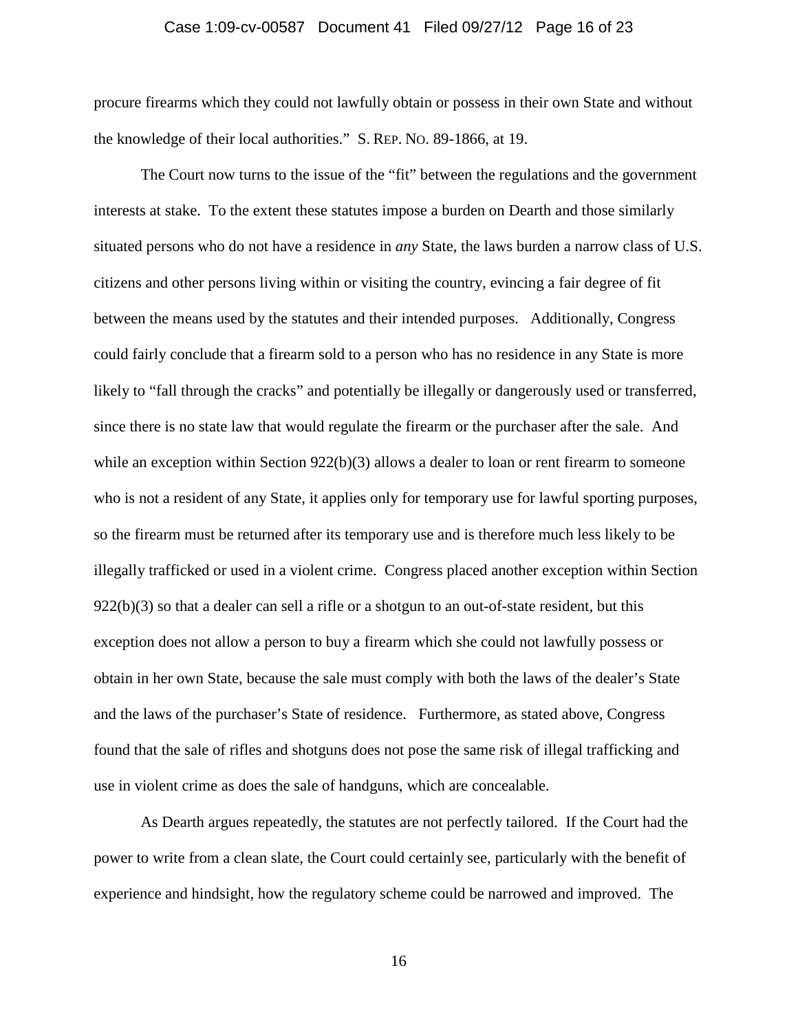procure firearms which they could not lawfully obtain or possess in their own State and without the knowledge of their local authorities." S. REP. NO. 89-1866, at 19.

The Court now turns to the issue of the "fit" between the regulations and the government interests at stake. To the extent these statutes impose a burden on Dearth and those similarly situated persons who do not have a residence in *any* State, the laws burden a narrow class of U.S. citizens and other persons living within or visiting the country, evincing a fair degree of fit between the means used by the statutes and their intended purposes. Additionally, Congress could fairly conclude that a firearm sold to a person who has no residence in any State is more likely to "fall through the cracks" and potentially be illegally or dangerously used or transferred, since there is no state law that would regulate the firearm or the purchaser after the sale. And while an exception within Section 922(b)(3) allows a dealer to loan or rent firearm to someone who is not a resident of any State, it applies only for temporary use for lawful sporting purposes, so the firearm must be returned after its temporary use and is therefore much less likely to be illegally trafficked or used in a violent crime. Congress placed another exception within Section 922(b)(3) so that a dealer can sell a rifle or a shotgun to an out-of-state resident, but this exception does not allow a person to buy a firearm which she could not lawfully possess or obtain in her own State, because the sale must comply with both the laws of the dealer's State and the laws of the purchaser's State of residence. Furthermore, as stated above, Congress found that the sale of rifles and shotguns does not pose the same risk of illegal trafficking and use in violent crime as does the sale of handguns, which are concealable.

As Dearth argues repeatedly, the statutes are not perfectly tailored. If the Court had the power to write from a clean slate, the Court could certainly see, particularly with the benefit of experience and hindsight, how the regulatory scheme could be narrowed and improved. The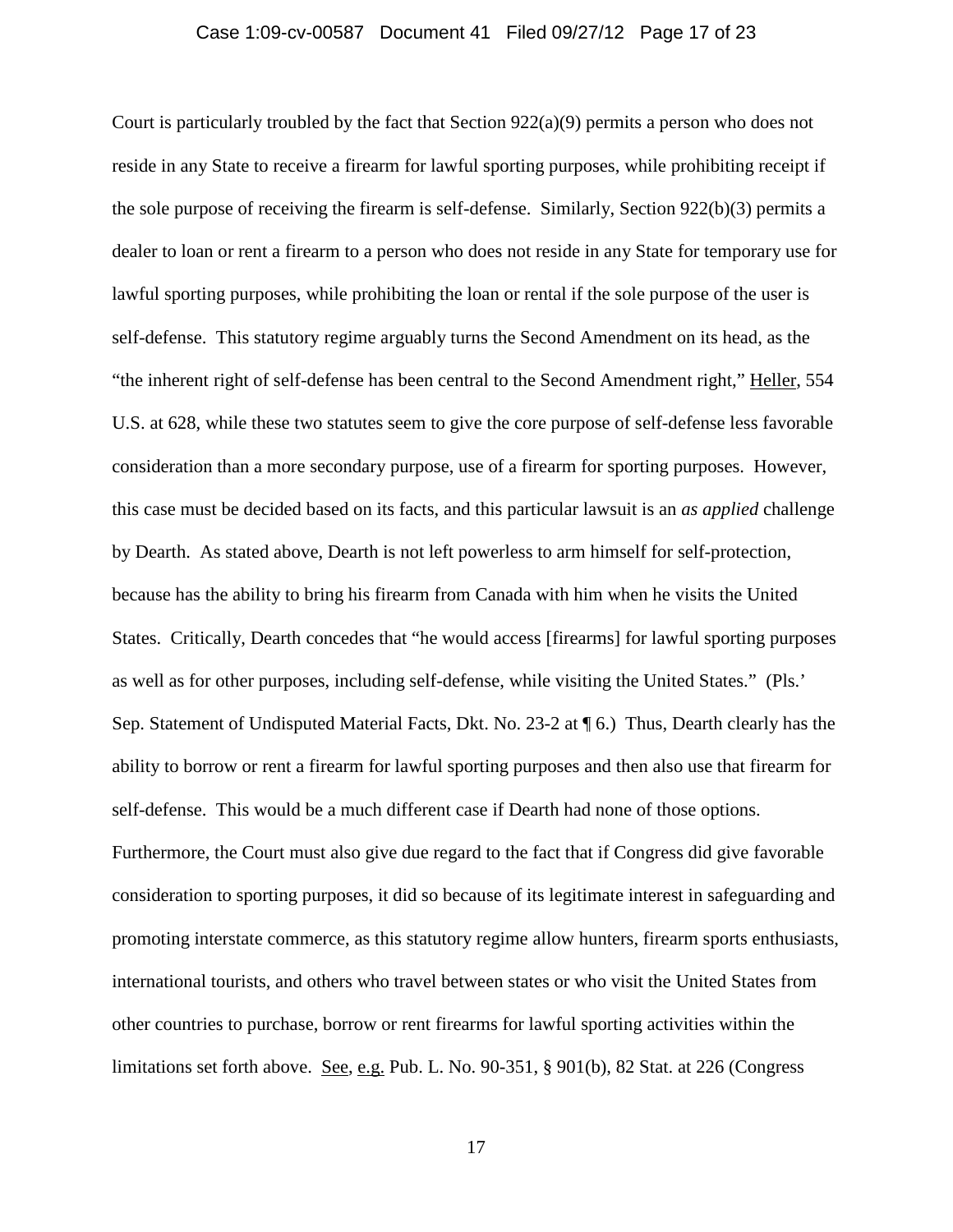Court is particularly troubled by the fact that Section 922(a)(9) permits a person who does not reside in any State to receive a firearm for lawful sporting purposes, while prohibiting receipt if the sole purpose of receiving the firearm is self-defense. Similarly, Section 922(b)(3) permits a dealer to loan or rent a firearm to a person who does not reside in any State for temporary use for lawful sporting purposes, while prohibiting the loan or rental if the sole purpose of the user is self-defense. This statutory regime arguably turns the Second Amendment on its head, as the "the inherent right of self-defense has been central to the Second Amendment right," Heller, 554 U.S. at 628, while these two statutes seem to give the core purpose of self-defense less favorable consideration than a more secondary purpose, use of a firearm for sporting purposes. However, this case must be decided based on its facts, and this particular lawsuit is an *as applied* challenge by Dearth. As stated above, Dearth is not left powerless to arm himself for self-protection, because has the ability to bring his firearm from Canada with him when he visits the United States. Critically, Dearth concedes that "he would access [firearms] for lawful sporting purposes as well as for other purposes, including self-defense, while visiting the United States." (Pls.' Sep. Statement of Undisputed Material Facts, Dkt. No. 23-2 at ¶ 6.) Thus, Dearth clearly has the ability to borrow or rent a firearm for lawful sporting purposes and then also use that firearm for self-defense. This would be a much different case if Dearth had none of those options. Furthermore, the Court must also give due regard to the fact that if Congress did give favorable consideration to sporting purposes, it did so because of its legitimate interest in safeguarding and promoting interstate commerce, as this statutory regime allow hunters, firearm sports enthusiasts, international tourists, and others who travel between states or who visit the United States from other countries to purchase, borrow or rent firearms for lawful sporting activities within the limitations set forth above. See, e.g. Pub. L. No. 90-351, § 901(b), 82 Stat. at 226 (Congress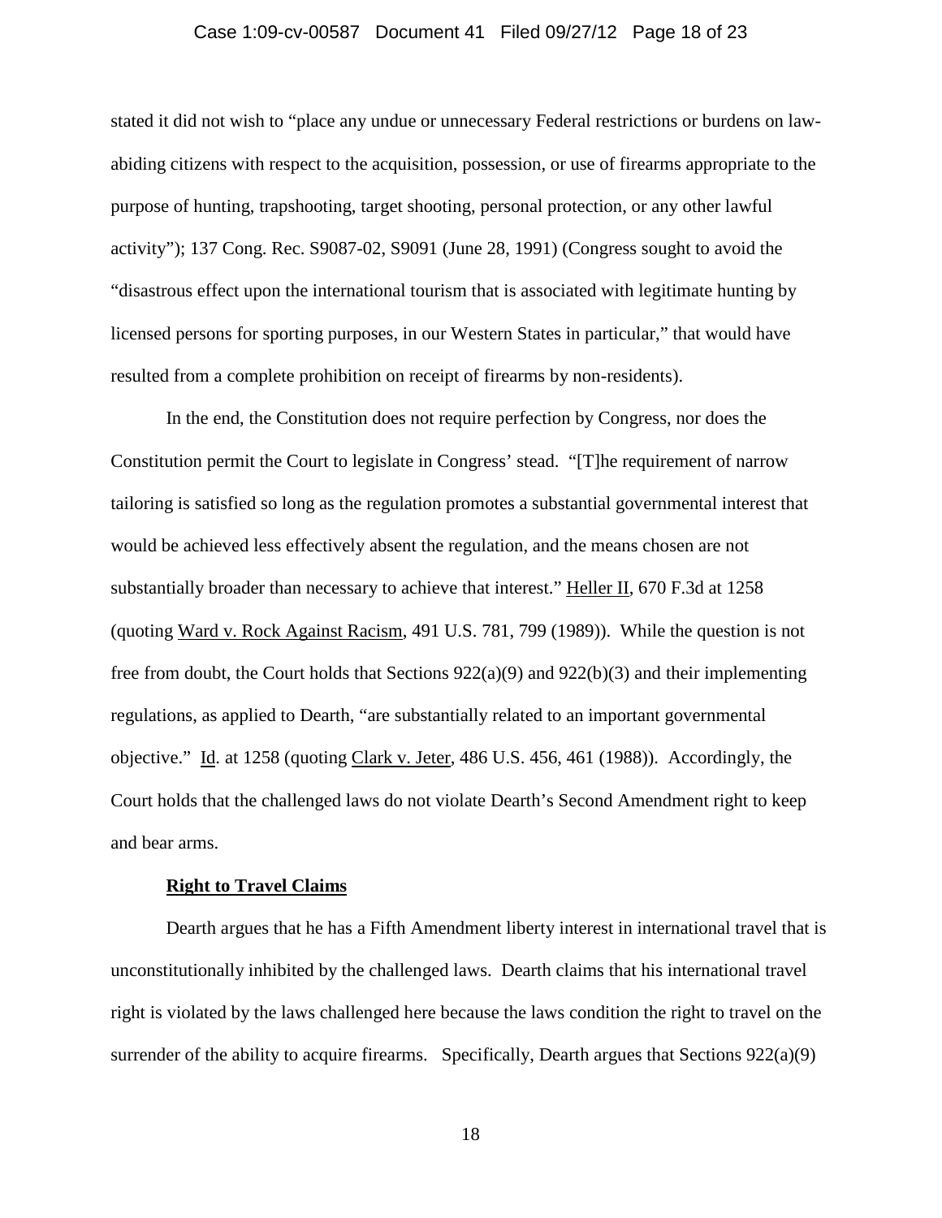stated it did not wish to "place any undue or unnecessary Federal restrictions or burdens on law-abiding citizens with respect to the acquisition, possession, or use of firearms appropriate to the purpose of hunting, trapshooting, target shooting, personal protection, or any other lawful activity"); 137 Cong. Rec. S9087-02, S9091 (June 28, 1991) (Congress sought to avoid the "disastrous effect upon the international tourism that is associated with legitimate hunting by licensed persons for sporting purposes, in our Western States in particular," that would have resulted from a complete prohibition on receipt of firearms by non-residents).

In the end, the Constitution does not require perfection by Congress, nor does the Constitution permit the Court to legislate in Congress' stead. "[T]he requirement of narrow tailoring is satisfied so long as the regulation promotes a substantial governmental interest that would be achieved less effectively absent the regulation, and the means chosen are not substantially broader than necessary to achieve that interest." Heller II, 670 F.3d at 1258 (quoting Ward v. Rock Against Racism, 491 U.S. 781, 799 (1989)). While the question is not free from doubt, the Court holds that Sections 922(a)(9) and 922(b)(3) and their implementing regulations, as applied to Dearth, "are substantially related to an important governmental objective." Id. at 1258 (quoting Clark v. Jeter, 486 U.S. 456, 461 (1988)). Accordingly, the Court holds that the challenged laws do not violate Dearth's Second Amendment right to keep and bear arms.

**Right to Travel Claims**

Dearth argues that he has a Fifth Amendment liberty interest in international travel that is unconstitutionally inhibited by the challenged laws. Dearth claims that his international travel right is violated by the laws challenged here because the laws condition the right to travel on the surrender of the ability to acquire firearms. Specifically, Dearth argues that Sections 922(a)(9)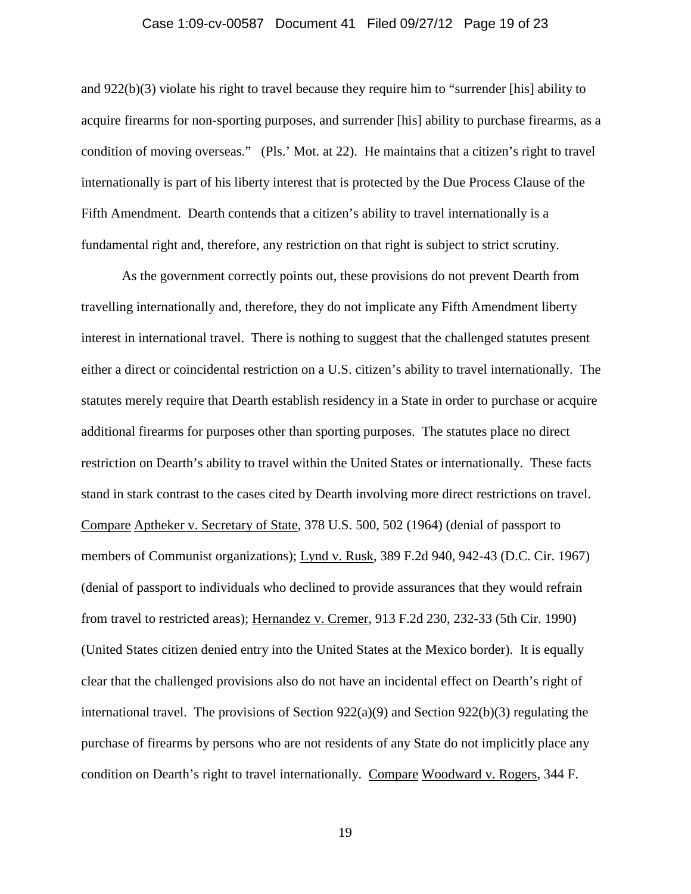and 922(b)(3) violate his right to travel because they require him to "surrender [his] ability to acquire firearms for non-sporting purposes, and surrender [his] ability to purchase firearms, as a condition of moving overseas." (Pls.' Mot. at 22). He maintains that a citizen's right to travel internationally is part of his liberty interest that is protected by the Due Process Clause of the Fifth Amendment. Dearth contends that a citizen's ability to travel internationally is a fundamental right and, therefore, any restriction on that right is subject to strict scrutiny.

As the government correctly points out, these provisions do not prevent Dearth from travelling internationally and, therefore, they do not implicate any Fifth Amendment liberty interest in international travel. There is nothing to suggest that the challenged statutes present either a direct or coincidental restriction on a U.S. citizen's ability to travel internationally. The statutes merely require that Dearth establish residency in a State in order to purchase or acquire additional firearms for purposes other than sporting purposes. The statutes place no direct restriction on Dearth's ability to travel within the United States or internationally. These facts stand in stark contrast to the cases cited by Dearth involving more direct restrictions on travel. Compare Aptheker v. Secretary of State, 378 U.S. 500, 502 (1964) (denial of passport to members of Communist organizations); Lynd v. Rusk, 389 F.2d 940, 942-43 (D.C. Cir. 1967) (denial of passport to individuals who declined to provide assurances that they would refrain from travel to restricted areas); Hernandez v. Cremer, 913 F.2d 230, 232-33 (5th Cir. 1990) (United States citizen denied entry into the United States at the Mexico border). It is equally clear that the challenged provisions also do not have an incidental effect on Dearth's right of international travel. The provisions of Section 922(a)(9) and Section 922(b)(3) regulating the purchase of firearms by persons who are not residents of any State do not implicitly place any condition on Dearth's right to travel internationally. Compare Woodward v. Rogers, 344 F.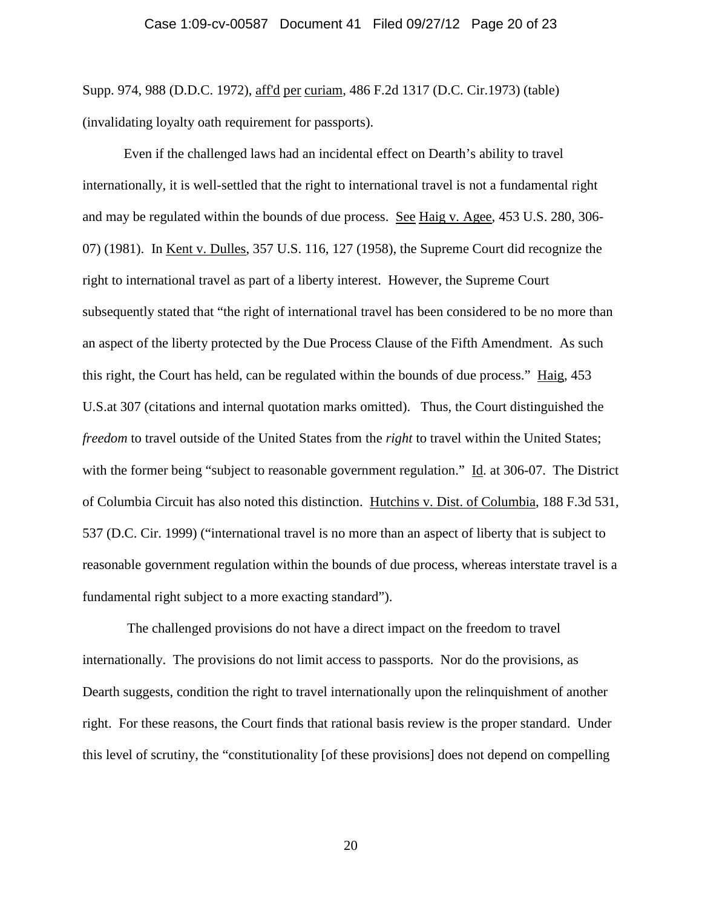Supp. 974, 988 (D.D.C. 1972), aff'd per curiam, 486 F.2d 1317 (D.C. Cir.1973) (table) (invalidating loyalty oath requirement for passports).

Even if the challenged laws had an incidental effect on Dearth's ability to travel internationally, it is well-settled that the right to international travel is not a fundamental right and may be regulated within the bounds of due process. See Haig v. Agee, 453 U.S. 280, 306-07) (1981). In Kent v. Dulles, 357 U.S. 116, 127 (1958), the Supreme Court did recognize the right to international travel as part of a liberty interest. However, the Supreme Court subsequently stated that "the right of international travel has been considered to be no more than an aspect of the liberty protected by the Due Process Clause of the Fifth Amendment. As such this right, the Court has held, can be regulated within the bounds of due process." Haig, 453 U.S.at 307 (citations and internal quotation marks omitted). Thus, the Court distinguished the *freedom* to travel outside of the United States from the *right* to travel within the United States; with the former being "subject to reasonable government regulation." Id. at 306-07. The District of Columbia Circuit has also noted this distinction. Hutchins v. Dist. of Columbia, 188 F.3d 531, 537 (D.C. Cir. 1999) ("international travel is no more than an aspect of liberty that is subject to reasonable government regulation within the bounds of due process, whereas interstate travel is a fundamental right subject to a more exacting standard").

The challenged provisions do not have a direct impact on the freedom to travel internationally. The provisions do not limit access to passports. Nor do the provisions, as Dearth suggests, condition the right to travel internationally upon the relinquishment of another right. For these reasons, the Court finds that rational basis review is the proper standard. Under this level of scrutiny, the "constitutionality [of these provisions] does not depend on compelling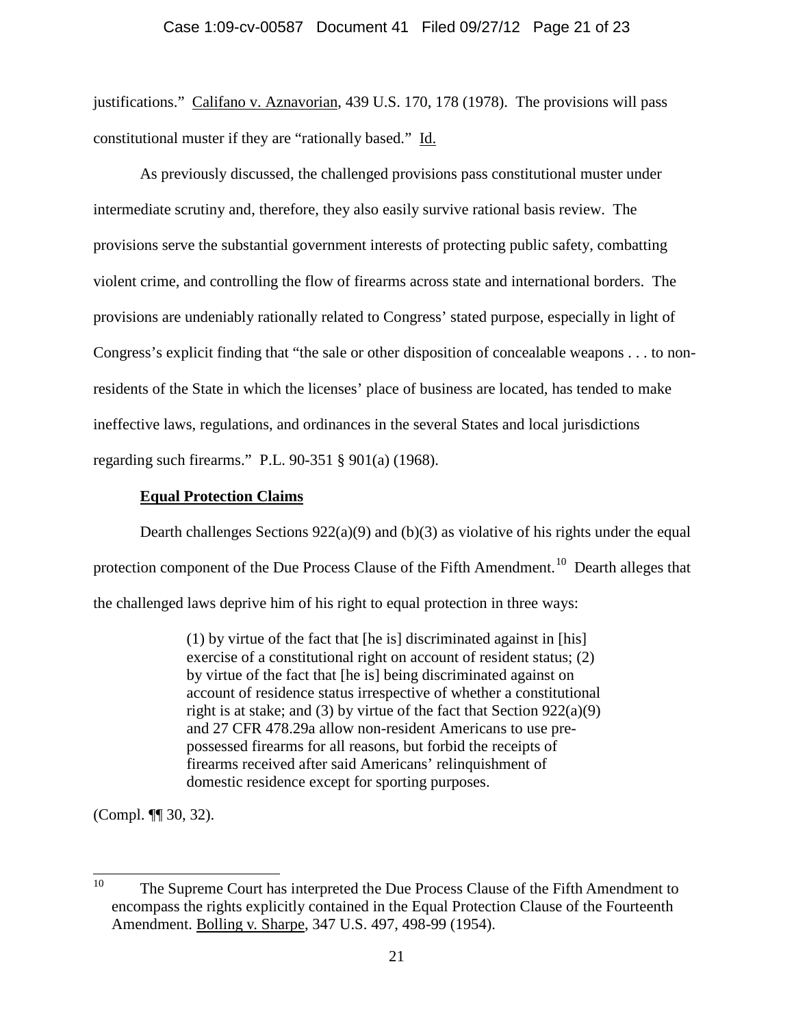justifications." Califano v. Aznavorian, 439 U.S. 170, 178 (1978). The provisions will pass constitutional muster if they are "rationally based." Id.

As previously discussed, the challenged provisions pass constitutional muster under intermediate scrutiny and, therefore, they also easily survive rational basis review. The provisions serve the substantial government interests of protecting public safety, combatting violent crime, and controlling the flow of firearms across state and international borders. The provisions are undeniably rationally related to Congress' stated purpose, especially in light of Congress's explicit finding that "the sale or other disposition of concealable weapons . . . to non-residents of the State in which the licenses' place of business are located, has tended to make ineffective laws, regulations, and ordinances in the several States and local jurisdictions regarding such firearms." P.L. 90-351 § 901(a) (1968).

**Equal Protection Claims**

Dearth challenges Sections 922(a)(9) and (b)(3) as violative of his rights under the equal protection component of the Due Process Clause of the Fifth Amendment.[10] Dearth alleges that the challenged laws deprive him of his right to equal protection in three ways:

> (1) by virtue of the fact that [he is] discriminated against in [his] exercise of a constitutional right on account of resident status; (2) by virtue of the fact that [he is] being discriminated against on account of residence status irrespective of whether a constitutional right is at stake; and (3) by virtue of the fact that Section 922(a)(9) and 27 CFR 478.29a allow non-resident Americans to use pre-possessed firearms for all reasons, but forbid the receipts of firearms received after said Americans' relinquishment of domestic residence except for sporting purposes.

(Compl. ¶¶ 30, 32).

---

[10] The Supreme Court has interpreted the Due Process Clause of the Fifth Amendment to encompass the rights explicitly contained in the Equal Protection Clause of the Fourteenth Amendment. Bolling v. Sharpe, 347 U.S. 497, 498-99 (1954).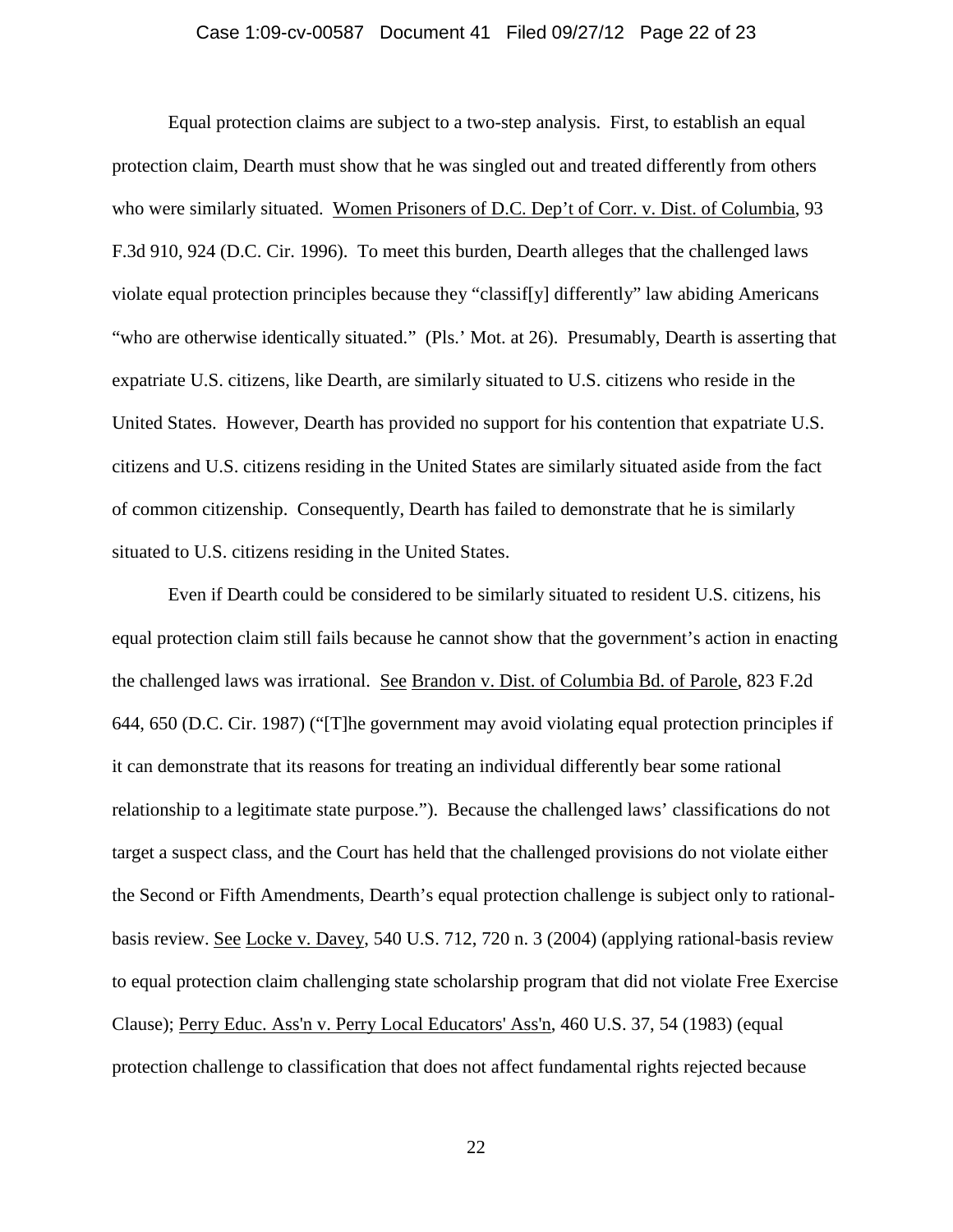Equal protection claims are subject to a two-step analysis. First, to establish an equal protection claim, Dearth must show that he was singled out and treated differently from others who were similarly situated. Women Prisoners of D.C. Dep't of Corr. v. Dist. of Columbia, 93 F.3d 910, 924 (D.C. Cir. 1996). To meet this burden, Dearth alleges that the challenged laws violate equal protection principles because they "classif[y] differently" law abiding Americans "who are otherwise identically situated." (Pls.' Mot. at 26). Presumably, Dearth is asserting that expatriate U.S. citizens, like Dearth, are similarly situated to U.S. citizens who reside in the United States. However, Dearth has provided no support for his contention that expatriate U.S. citizens and U.S. citizens residing in the United States are similarly situated aside from the fact of common citizenship. Consequently, Dearth has failed to demonstrate that he is similarly situated to U.S. citizens residing in the United States.

Even if Dearth could be considered to be similarly situated to resident U.S. citizens, his equal protection claim still fails because he cannot show that the government's action in enacting the challenged laws was irrational. See Brandon v. Dist. of Columbia Bd. of Parole, 823 F.2d 644, 650 (D.C. Cir. 1987) ("[T]he government may avoid violating equal protection principles if it can demonstrate that its reasons for treating an individual differently bear some rational relationship to a legitimate state purpose."). Because the challenged laws' classifications do not target a suspect class, and the Court has held that the challenged provisions do not violate either the Second or Fifth Amendments, Dearth's equal protection challenge is subject only to rational-basis review. See Locke v. Davey, 540 U.S. 712, 720 n. 3 (2004) (applying rational-basis review to equal protection claim challenging state scholarship program that did not violate Free Exercise Clause); Perry Educ. Ass'n v. Perry Local Educators' Ass'n, 460 U.S. 37, 54 (1983) (equal protection challenge to classification that does not affect fundamental rights rejected because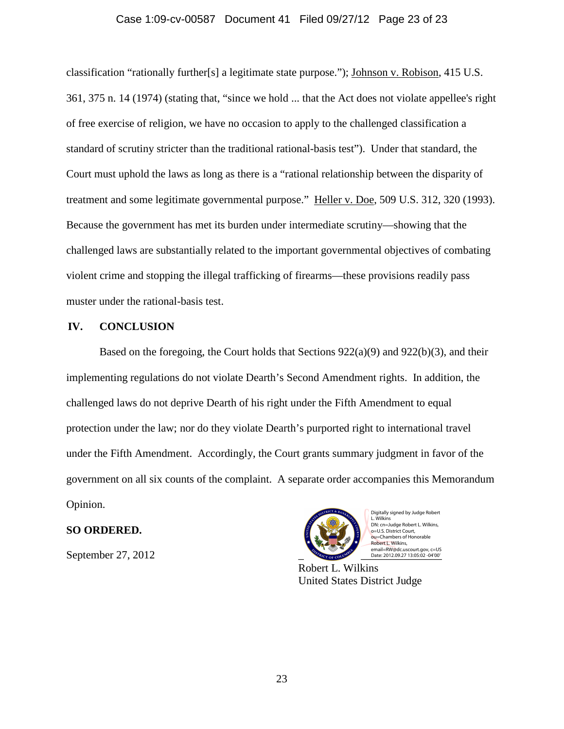classification "rationally further[s] a legitimate state purpose."); Johnson v. Robison, 415 U.S. 361, 375 n. 14 (1974) (stating that, "since we hold ... that the Act does not violate appellee's right of free exercise of religion, we have no occasion to apply to the challenged classification a standard of scrutiny stricter than the traditional rational-basis test"). Under that standard, the Court must uphold the laws as long as there is a "rational relationship between the disparity of treatment and some legitimate governmental purpose." Heller v. Doe, 509 U.S. 312, 320 (1993). Because the government has met its burden under intermediate scrutiny—showing that the challenged laws are substantially related to the important governmental objectives of combating violent crime and stopping the illegal trafficking of firearms—these provisions readily pass muster under the rational-basis test.

## IV. CONCLUSION

Based on the foregoing, the Court holds that Sections 922(a)(9) and 922(b)(3), and their implementing regulations do not violate Dearth's Second Amendment rights. In addition, the challenged laws do not deprive Dearth of his right under the Fifth Amendment to equal protection under the law; nor do they violate Dearth's purported right to international travel under the Fifth Amendment. Accordingly, the Court grants summary judgment in favor of the government on all six counts of the complaint. A separate order accompanies this Memorandum Opinion.

**SO ORDERED.**

September 27, 2012

Digitally signed by Judge Robert L. Wilkins
DN: cn=Judge Robert L. Wilkins, o=U.S. District Court, ou=Chambers of Honorable Robert L. Wilkins, email=RW@dc.uscourt.gov, c=US
Date: 2012.09.27 13:05:02 -04'00'

Robert L. Wilkins
United States District Judge